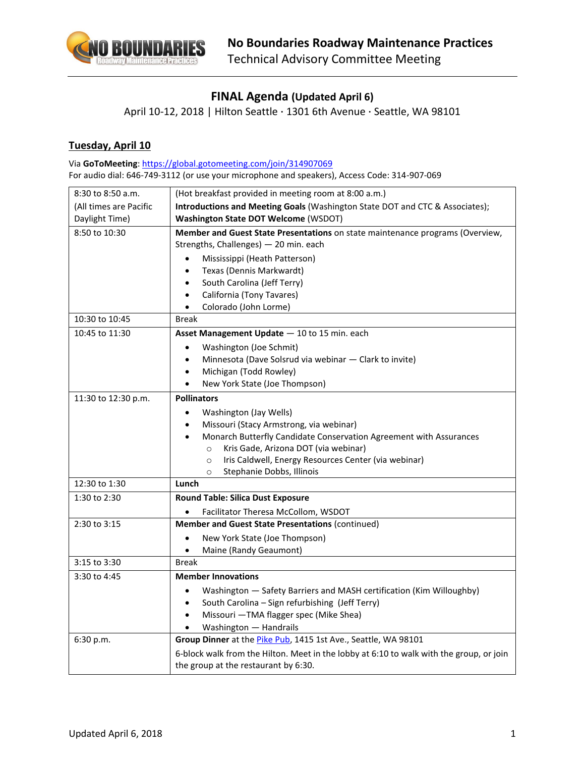# No Boundaries Roadway Maintenance Practices

Technical Advisory Committee Meeting

## FINAL Agenda (Updated April 6)

April 10-12, 2018 | Hilton Seattle · 1301 6th Avenue · Seattle, WA 98101

### Tuesday, April 10

Via **GoToMeeting**: https://global.gotomeeting.com/join/314907069
For audio dial: 646-749-3112 (or use your microphone and speakers), Access Code: 314-907-069

| | |
|---|---|
| 8:30 to 8:50 a.m. (All times are Pacific Daylight Time) | (Hot breakfast provided in meeting room at 8:00 a.m.) **Introductions and Meeting Goals** (Washington State DOT and CTC & Associates); **Washington State DOT Welcome** (WSDOT) |
| 8:50 to 10:30 | **Member and Guest State Presentations** on state maintenance programs (Overview, Strengths, Challenges) — 20 min. each<br>• Mississippi (Heath Patterson)<br>• Texas (Dennis Markwardt)<br>• South Carolina (Jeff Terry)<br>• California (Tony Tavares)<br>• Colorado (John Lorme) |
| 10:30 to 10:45 | Break |
| 10:45 to 11:30 | **Asset Management Update** — 10 to 15 min. each<br>• Washington (Joe Schmit)<br>• Minnesota (Dave Solsrud via webinar — Clark to invite)<br>• Michigan (Todd Rowley)<br>• New York State (Joe Thompson) |
| 11:30 to 12:30 p.m. | **Pollinators**<br>• Washington (Jay Wells)<br>• Missouri (Stacy Armstrong, via webinar)<br>• Monarch Butterfly Candidate Conservation Agreement with Assurances<br>  ○ Kris Gade, Arizona DOT (via webinar)<br>  ○ Iris Caldwell, Energy Resources Center (via webinar)<br>  ○ Stephanie Dobbs, Illinois |
| 12:30 to 1:30 | **Lunch** |
| 1:30 to 2:30 | **Round Table: Silica Dust Exposure**<br>• Facilitator Theresa McCollom, WSDOT |
| 2:30 to 3:15 | **Member and Guest State Presentations** (continued)<br>• New York State (Joe Thompson)<br>• Maine (Randy Geaumont) |
| 3:15 to 3:30 | Break |
| 3:30 to 4:45 | **Member Innovations**<br>• Washington — Safety Barriers and MASH certification (Kim Willoughby)<br>• South Carolina – Sign refurbishing (Jeff Terry)<br>• Missouri —TMA flagger spec (Mike Shea)<br>• Washington — Handrails |
| 6:30 p.m. | **Group Dinner** at the Pike Pub, 1415 1st Ave., Seattle, WA 98101<br>6-block walk from the Hilton. Meet in the lobby at 6:10 to walk with the group, or join the group at the restaurant by 6:30. |

Updated April 6, 2018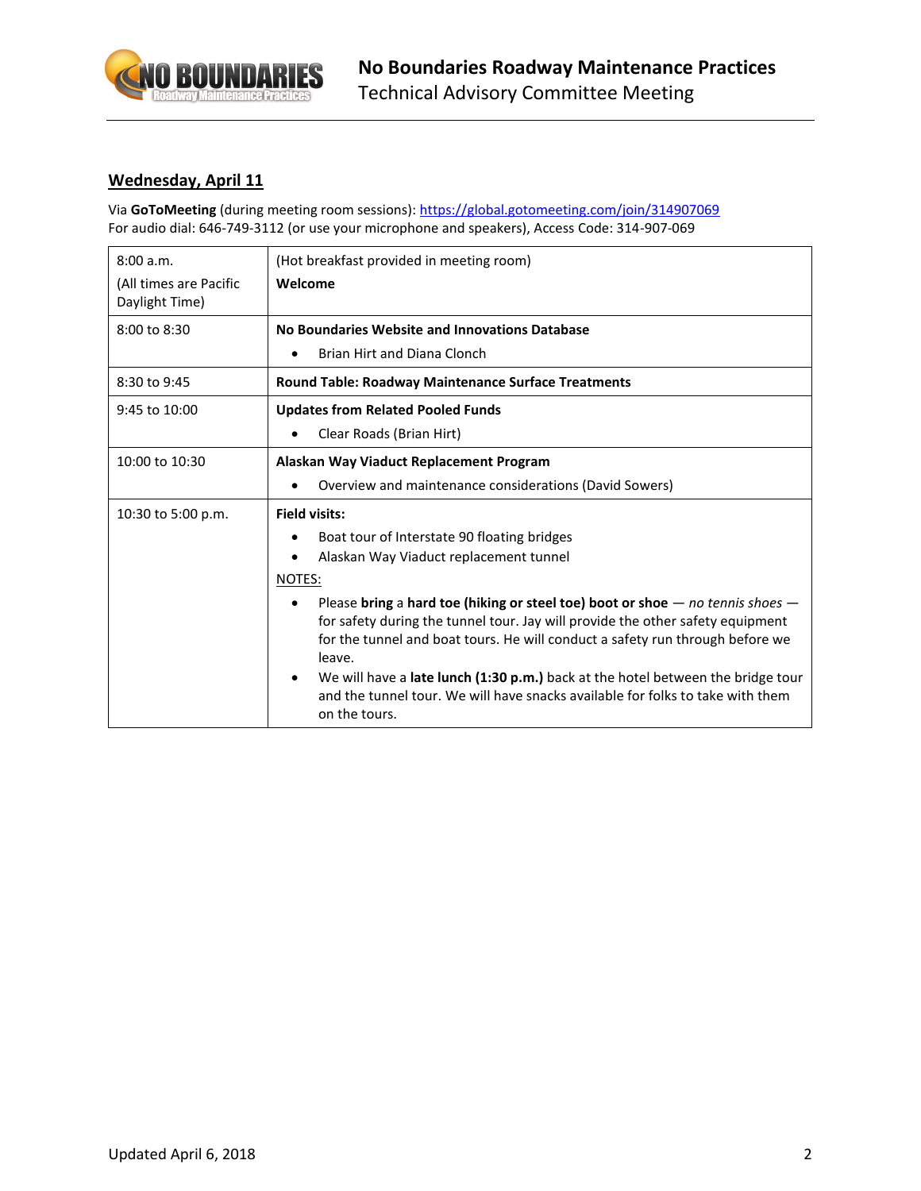## Wednesday, April 11

Via **GoToMeeting** (during meeting room sessions): https://global.gotomeeting.com/join/314907069
For audio dial: 646-749-3112 (or use your microphone and speakers), Access Code: 314-907-069

| | |
|---|---|
| 8:00 a.m.<br><br>(All times are Pacific Daylight Time) | (Hot breakfast provided in meeting room)<br><br>**Welcome** |
| 8:00 to 8:30 | **No Boundaries Website and Innovations Database**<br>• Brian Hirt and Diana Clonch |
| 8:30 to 9:45 | **Round Table: Roadway Maintenance Surface Treatments** |
| 9:45 to 10:00 | **Updates from Related Pooled Funds**<br>• Clear Roads (Brian Hirt) |
| 10:00 to 10:30 | **Alaskan Way Viaduct Replacement Program**<br>• Overview and maintenance considerations (David Sowers) |
| 10:30 to 5:00 p.m. | **Field visits:**<br>• Boat tour of Interstate 90 floating bridges<br>• Alaskan Way Viaduct replacement tunnel<br><br>NOTES:<br>• Please **bring** a **hard toe (hiking or steel toe) boot or shoe** — *no tennis shoes* — for safety during the tunnel tour. Jay will provide the other safety equipment for the tunnel and boat tours. He will conduct a safety run through before we leave.<br>• We will have a **late lunch (1:30 p.m.)** back at the hotel between the bridge tour and the tunnel tour. We will have snacks available for folks to take with them on the tours. |

Updated April 6, 2018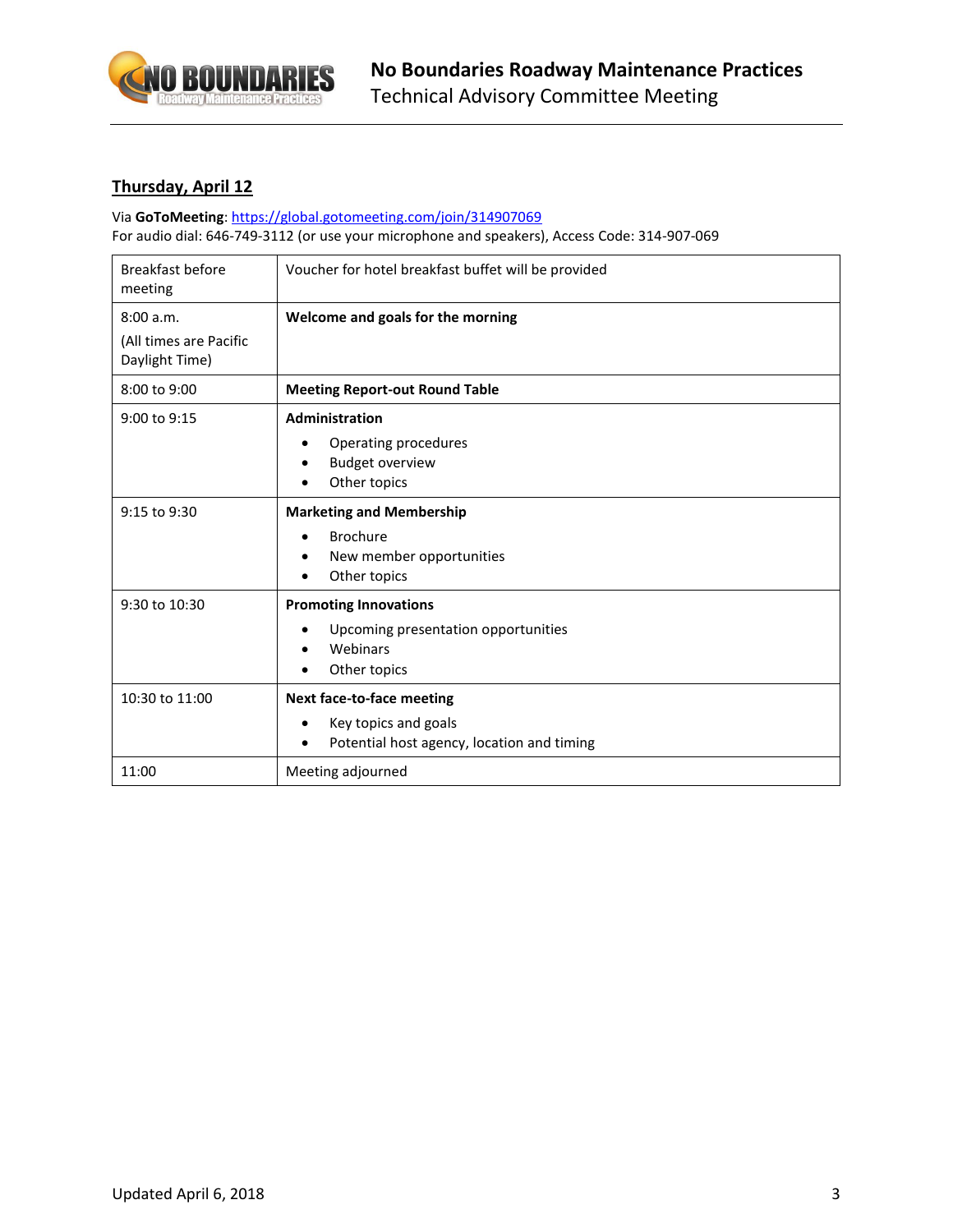# No Boundaries Roadway Maintenance Practices
Technical Advisory Committee Meeting

## Thursday, April 12

Via **GoToMeeting**: https://global.gotomeeting.com/join/314907069
For audio dial: 646-749-3112 (or use your microphone and speakers), Access Code: 314-907-069

| | |
|---|---|
| Breakfast before meeting | Voucher for hotel breakfast buffet will be provided |
| 8:00 a.m.<br>(All times are Pacific Daylight Time) | **Welcome and goals for the morning** |
| 8:00 to 9:00 | **Meeting Report-out Round Table** |
| 9:00 to 9:15 | **Administration**<br>• Operating procedures<br>• Budget overview<br>• Other topics |
| 9:15 to 9:30 | **Marketing and Membership**<br>• Brochure<br>• New member opportunities<br>• Other topics |
| 9:30 to 10:30 | **Promoting Innovations**<br>• Upcoming presentation opportunities<br>• Webinars<br>• Other topics |
| 10:30 to 11:00 | **Next face-to-face meeting**<br>• Key topics and goals<br>• Potential host agency, location and timing |
| 11:00 | Meeting adjourned |

Updated April 6, 2018